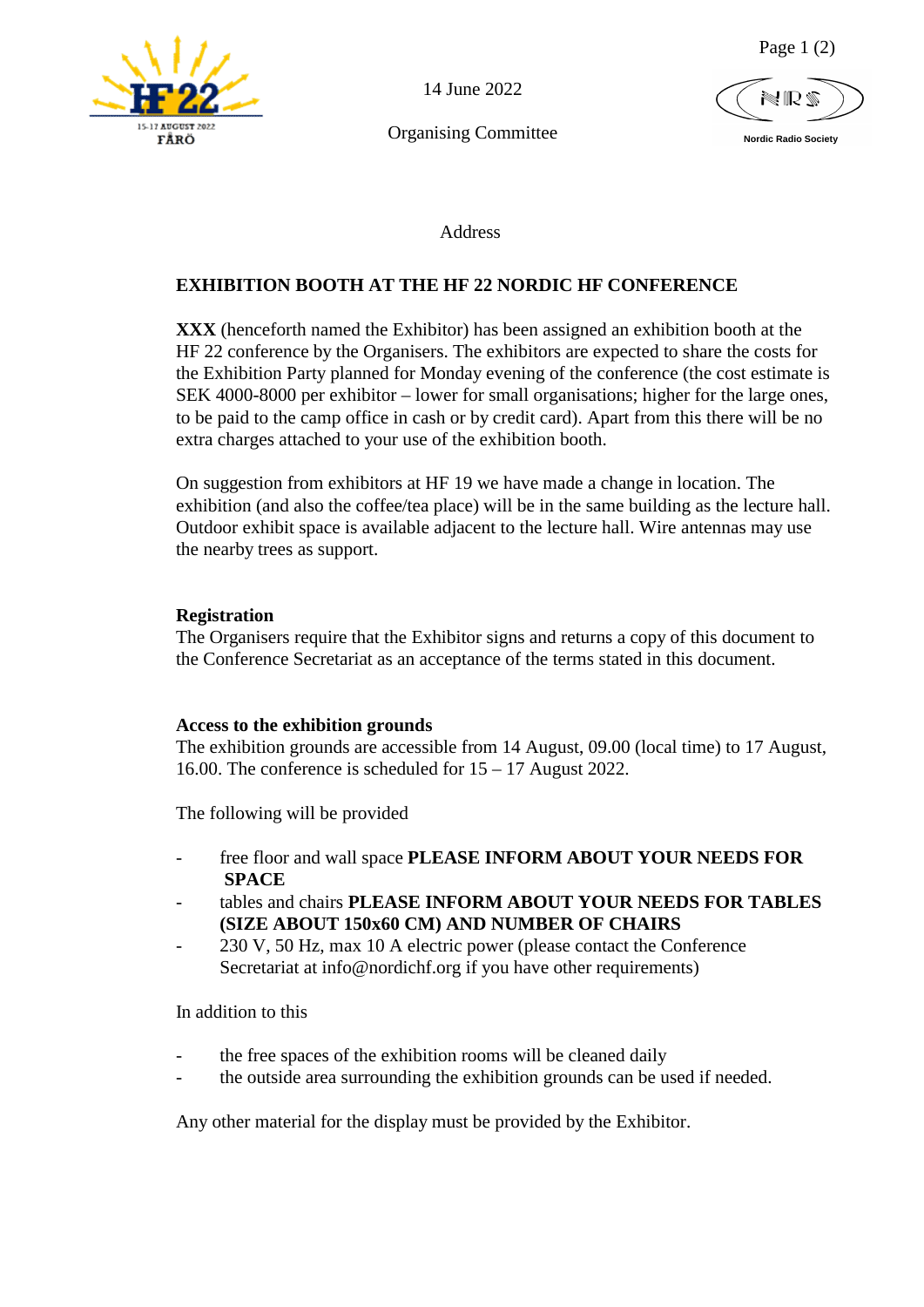14 June 2022

Organising Committee

Nordic Radio Society

Address

## EXHIBITION BOOTH AT THE HF 22 NORDIC HF CONFERENCE

**XXX** (henceforth named the Exhibitor) has been assigned an exhibition booth at the HF 22 conference by the Organisers. The exhibitors are expected to share the costs for the Exhibition Party planned for Monday evening of the conference (the cost estimate is SEK 4000-8000 per exhibitor – lower for small organisations; higher for the large ones, to be paid to the camp office in cash or by credit card). Apart from this there will be no extra charges attached to your use of the exhibition booth.

On suggestion from exhibitors at HF 19 we have made a change in location. The exhibition (and also the coffee/tea place) will be in the same building as the lecture hall. Outdoor exhibit space is available adjacent to the lecture hall. Wire antennas may use the nearby trees as support.

### Registration

The Organisers require that the Exhibitor signs and returns a copy of this document to the Conference Secretariat as an acceptance of the terms stated in this document.

### Access to the exhibition grounds

The exhibition grounds are accessible from 14 August, 09.00 (local time) to 17 August, 16.00. The conference is scheduled for 15 – 17 August 2022.

The following will be provided

- free floor and wall space **PLEASE INFORM ABOUT YOUR NEEDS FOR SPACE**
- tables and chairs **PLEASE INFORM ABOUT YOUR NEEDS FOR TABLES (SIZE ABOUT 150x60 CM) AND NUMBER OF CHAIRS**
- 230 V, 50 Hz, max 10 A electric power (please contact the Conference Secretariat at info@nordichf.org if you have other requirements)

In addition to this

- the free spaces of the exhibition rooms will be cleaned daily
- the outside area surrounding the exhibition grounds can be used if needed.

Any other material for the display must be provided by the Exhibitor.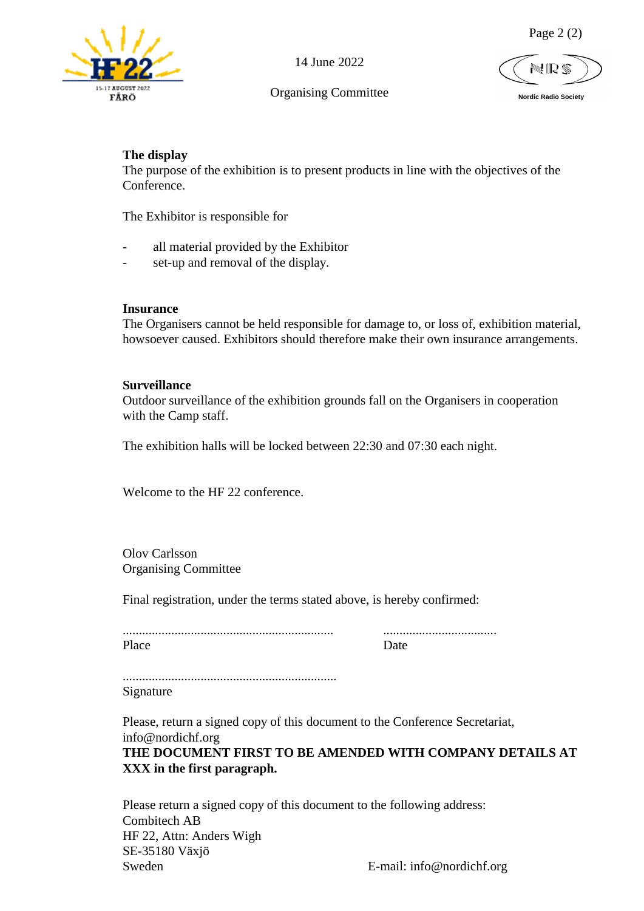**The display**
The purpose of the exhibition is to present products in line with the objectives of the Conference.

The Exhibitor is responsible for

- all material provided by the Exhibitor
- set-up and removal of the display.

**Insurance**
The Organisers cannot be held responsible for damage to, or loss of, exhibition material, howsoever caused. Exhibitors should therefore make their own insurance arrangements.

**Surveillance**
Outdoor surveillance of the exhibition grounds fall on the Organisers in cooperation with the Camp staff.

The exhibition halls will be locked between 22:30 and 07:30 each night.

Welcome to the HF 22 conference.

Olov Carlsson
Organising Committee

Final registration, under the terms stated above, is hereby confirmed:

.................................................................. ...................................
Place Date

..................................................................
Signature

Please, return a signed copy of this document to the Conference Secretariat, info@nordichf.org
**THE DOCUMENT FIRST TO BE AMENDED WITH COMPANY DETAILS AT XXX in the first paragraph.**

Please return a signed copy of this document to the following address:
Combitech AB
HF 22, Attn: Anders Wigh
SE-35180 Växjö
Sweden E-mail: info@nordichf.org